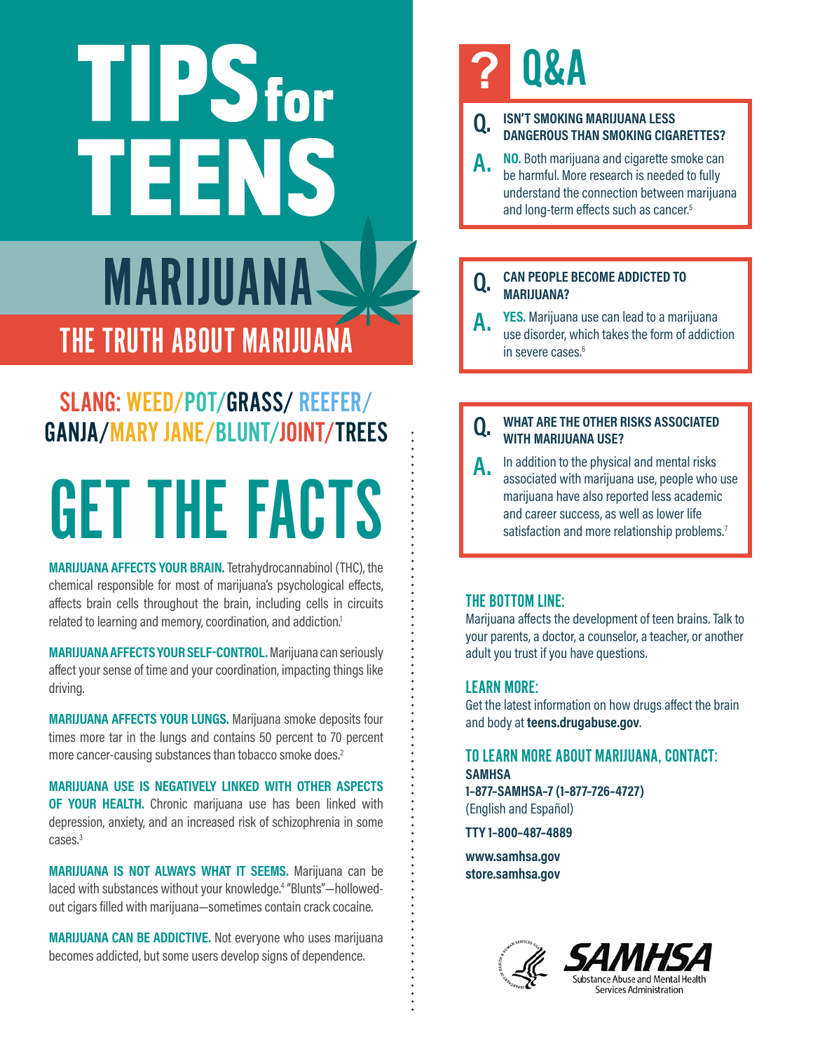# TIPS for TEENS

## MARIJUANA

### THE TRUTH ABOUT MARIJUANA

**SLANG: WEED/POT/GRASS/ REEFER/ GANJA/MARY JANE/BLUNT/JOINT/TREES**

## GET THE FACTS

**MARIJUANA AFFECTS YOUR BRAIN.** Tetrahydrocannabinol (THC), the chemical responsible for most of marijuana's psychological effects, affects brain cells throughout the brain, including cells in circuits related to learning and memory, coordination, and addiction.[1]

**MARIJUANA AFFECTS YOUR SELF-CONTROL.** Marijuana can seriously affect your sense of time and your coordination, impacting things like driving.

**MARIJUANA AFFECTS YOUR LUNGS.** Marijuana smoke deposits four times more tar in the lungs and contains 50 percent to 70 percent more cancer-causing substances than tobacco smoke does.[2]

**MARIJUANA USE IS NEGATIVELY LINKED WITH OTHER ASPECTS OF YOUR HEALTH.** Chronic marijuana use has been linked with depression, anxiety, and an increased risk of schizophrenia in some cases.[3]

**MARIJUANA IS NOT ALWAYS WHAT IT SEEMS.** Marijuana can be laced with substances without your knowledge.[4] "Blunts"—hollowed-out cigars filled with marijuana—sometimes contain crack cocaine.

**MARIJUANA CAN BE ADDICTIVE.** Not everyone who uses marijuana becomes addicted, but some users develop signs of dependence.

## ? Q&A

**Q. ISN'T SMOKING MARIJUANA LESS DANGEROUS THAN SMOKING CIGARETTES?**

**A.** **NO.** Both marijuana and cigarette smoke can be harmful. More research is needed to fully understand the connection between marijuana and long-term effects such as cancer.[5]

**Q. CAN PEOPLE BECOME ADDICTED TO MARIJUANA?**

**A.** **YES.** Marijuana use can lead to a marijuana use disorder, which takes the form of addiction in severe cases.[6]

**Q. WHAT ARE THE OTHER RISKS ASSOCIATED WITH MARIJUANA USE?**

**A.** In addition to the physical and mental risks associated with marijuana use, people who use marijuana have also reported less academic and career success, as well as lower life satisfaction and more relationship problems.[7]

### THE BOTTOM LINE:

Marijuana affects the development of teen brains. Talk to your parents, a doctor, a counselor, a teacher, or another adult you trust if you have questions.

### LEARN MORE:

Get the latest information on how drugs affect the brain and body at **teens.drugabuse.gov**.

### TO LEARN MORE ABOUT MARIJUANA, CONTACT:

**SAMHSA**
**1-877-SAMHSA-7 (1-877-726-4727)**
(English and Español)

**TTY 1-800-487-4889**

**www.samhsa.gov**
**store.samhsa.gov**

SAMHSA
Substance Abuse and Mental Health Services Administration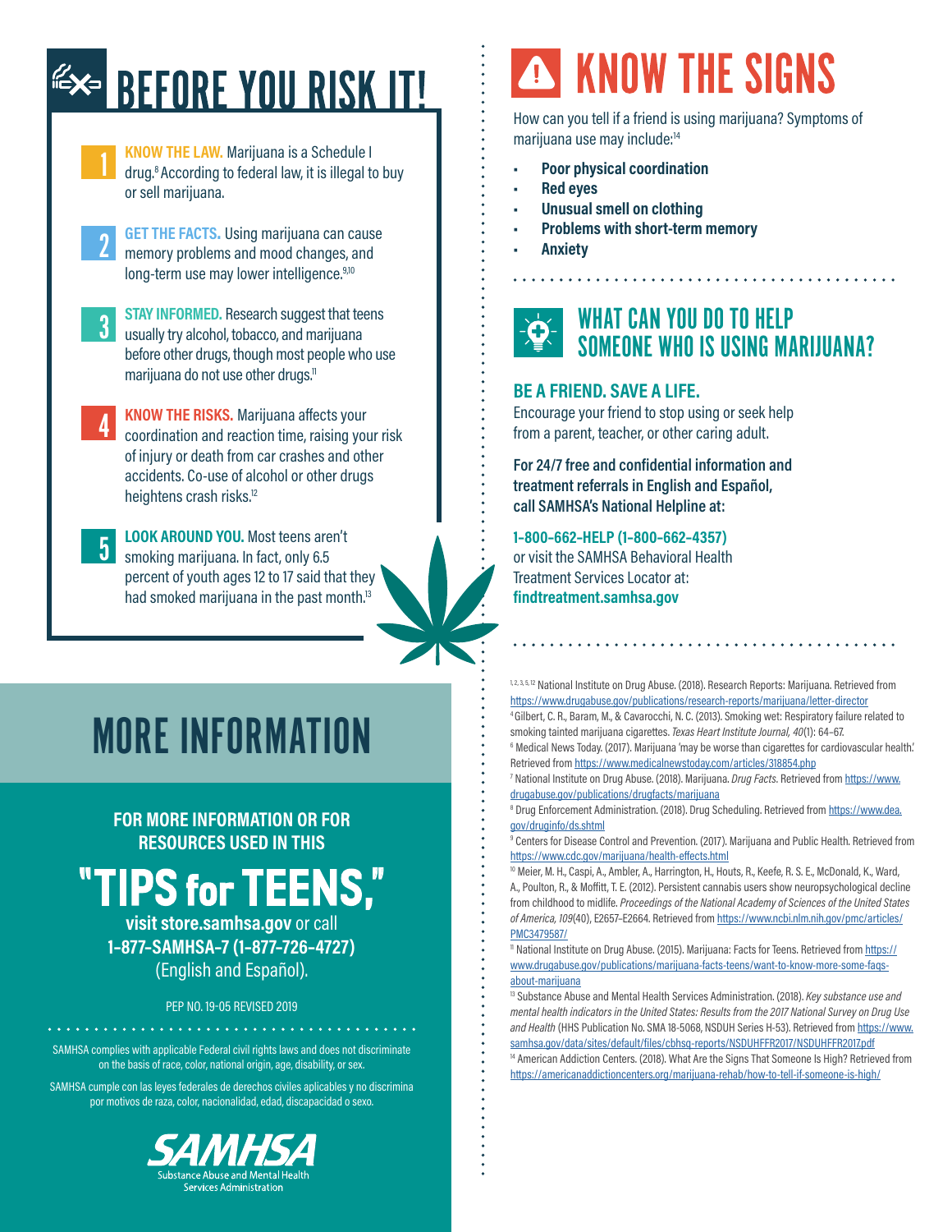# BEFORE YOU RISK IT!

**1** **KNOW THE LAW.** Marijuana is a Schedule I drug.[8] According to federal law, it is illegal to buy or sell marijuana.

**2** **GET THE FACTS.** Using marijuana can cause memory problems and mood changes, and long-term use may lower intelligence.[9,10]

**3** **STAY INFORMED.** Research suggest that teens usually try alcohol, tobacco, and marijuana before other drugs, though most people who use marijuana do not use other drugs.[11]

**4** **KNOW THE RISKS.** Marijuana affects your coordination and reaction time, raising your risk of injury or death from car crashes and other accidents. Co-use of alcohol or other drugs heightens crash risks.[12]

**5** **LOOK AROUND YOU.** Most teens aren't smoking marijuana. In fact, only 6.5 percent of youth ages 12 to 17 said that they had smoked marijuana in the past month.[13]

# MORE INFORMATION

**FOR MORE INFORMATION OR FOR RESOURCES USED IN THIS**

## "TIPS for TEENS,"

**visit store.samhsa.gov** or call **1-877-SAMHSA-7 (1-877-726-4727)** (English and Español).

PEP NO. 19-05 REVISED 2019

SAMHSA complies with applicable Federal civil rights laws and does not discriminate on the basis of race, color, national origin, age, disability, or sex.

SAMHSA cumple con las leyes federales de derechos civiles aplicables y no discrimina por motivos de raza, color, nacionalidad, edad, discapacidad o sexo.

SAMHSA
Substance Abuse and Mental Health Services Administration

# KNOW THE SIGNS

How can you tell if a friend is using marijuana? Symptoms of marijuana use may include:[14]

- **Poor physical coordination**
- **Red eyes**
- **Unusual smell on clothing**
- **Problems with short-term memory**
- **Anxiety**

## WHAT CAN YOU DO TO HELP SOMEONE WHO IS USING MARIJUANA?

### BE A FRIEND. SAVE A LIFE.

Encourage your friend to stop using or seek help from a parent, teacher, or other caring adult.

**For 24/7 free and confidential information and treatment referrals in English and Español, call SAMHSA's National Helpline at:**

**1-800-662-HELP (1-800-662-4357)** or visit the SAMHSA Behavioral Health Treatment Services Locator at: **findtreatment.samhsa.gov**

[1, 2, 3, 5, 12] National Institute on Drug Abuse. (2018). Research Reports: Marijuana. Retrieved from https://www.drugabuse.gov/publications/research-reports/marijuana/letter-director

[4] Gilbert, C. R., Baram, M., & Cavarocchi, N. C. (2013). Smoking wet: Respiratory failure related to smoking tainted marijuana cigarettes. *Texas Heart Institute Journal, 40*(1): 64–67.

[6] Medical News Today. (2017). Marijuana 'may be worse than cigarettes for cardiovascular health.' Retrieved from https://www.medicalnewstoday.com/articles/318854.php

[7] National Institute on Drug Abuse. (2018). Marijuana. *Drug Facts*. Retrieved from https://www.drugabuse.gov/publications/drugfacts/marijuana

[8] Drug Enforcement Administration. (2018). Drug Scheduling. Retrieved from https://www.dea.gov/druginfo/ds.shtml

[9] Centers for Disease Control and Prevention. (2017). Marijuana and Public Health. Retrieved from https://www.cdc.gov/marijuana/health-effects.html

[10] Meier, M. H., Caspi, A., Ambler, A., Harrington, H., Houts, R., Keefe, R. S. E., McDonald, K., Ward, A., Poulton, R., & Moffitt, T. E. (2012). Persistent cannabis users show neuropsychological decline from childhood to midlife. *Proceedings of the National Academy of Sciences of the United States of America, 109*(40), E2657–E2664. Retrieved from https://www.ncbi.nlm.nih.gov/pmc/articles/PMC3479587/

[11] National Institute on Drug Abuse. (2015). Marijuana: Facts for Teens. Retrieved from https://www.drugabuse.gov/publications/marijuana-facts-teens/want-to-know-more-some-faqs-about-marijuana

[13] Substance Abuse and Mental Health Services Administration. (2018). *Key substance use and mental health indicators in the United States: Results from the 2017 National Survey on Drug Use and Health* (HHS Publication No. SMA 18-5068, NSDUH Series H-53). Retrieved from https://www.samhsa.gov/data/sites/default/files/cbhsq-reports/NSDUHFFR2017/NSDUHFFR2017.pdf

[14] American Addiction Centers. (2018). What Are the Signs That Someone Is High? Retrieved from https://americanaddictioncenters.org/marijuana-rehab/how-to-tell-if-someone-is-high/